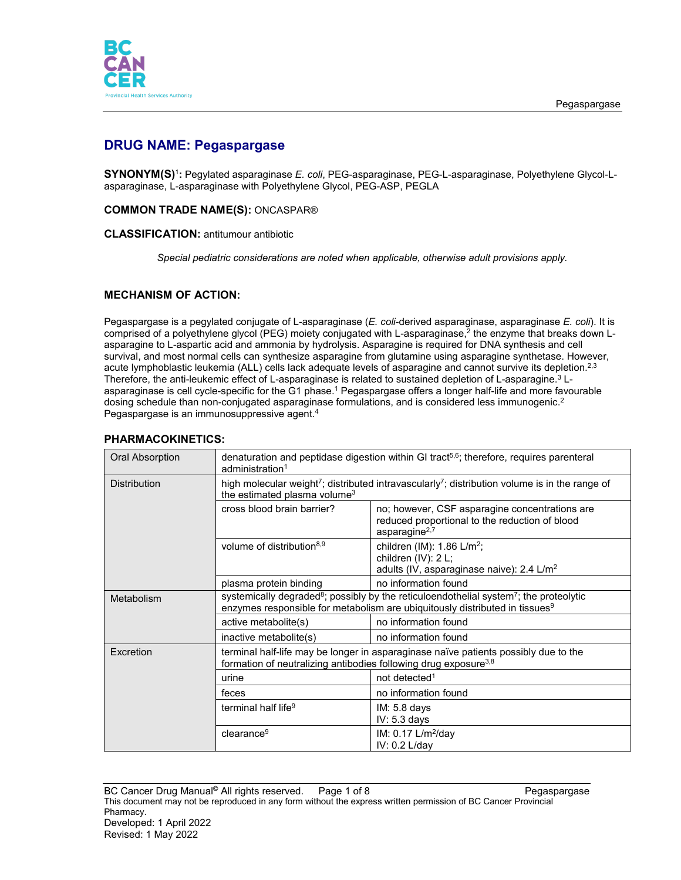# DRUG NAME: Pegaspargase

**SYNONYM(S)**[1]**:** Pegylated asparaginase *E. coli*, PEG-asparaginase, PEG-L-asparaginase, Polyethylene Glycol-L-asparaginase, L-asparaginase with Polyethylene Glycol, PEG-ASP, PEGLA

**COMMON TRADE NAME(S):** ONCASPAR®

**CLASSIFICATION:** antitumour antibiotic

*Special pediatric considerations are noted when applicable, otherwise adult provisions apply.*

## MECHANISM OF ACTION:

Pegaspargase is a pegylated conjugate of L-asparaginase (*E. coli*-derived asparaginase, asparaginase *E. coli*). It is comprised of a polyethylene glycol (PEG) moiety conjugated with L-asparaginase,[2] the enzyme that breaks down L-asparagine to L-aspartic acid and ammonia by hydrolysis. Asparagine is required for DNA synthesis and cell survival, and most normal cells can synthesize asparagine from glutamine using asparagine synthetase. However, acute lymphoblastic leukemia (ALL) cells lack adequate levels of asparagine and cannot survive its depletion.[2,3] Therefore, the anti-leukemic effect of L-asparaginase is related to sustained depletion of L-asparagine.[3] L-asparaginase is cell cycle-specific for the G1 phase.[1] Pegaspargase offers a longer half-life and more favourable dosing schedule than non-conjugated asparaginase formulations, and is considered less immunogenic.[2] Pegaspargase is an immunosuppressive agent.[4]

## PHARMACOKINETICS:

| | | |
|---|---|---|
| Oral Absorption | denaturation and peptidase digestion within GI tract[5,6]; therefore, requires parenteral administration[1] | |
| Distribution | high molecular weight[7]; distributed intravascularly[7]; distribution volume is in the range of the estimated plasma volume[3] | |
| | cross blood brain barrier? | no; however, CSF asparagine concentrations are reduced proportional to the reduction of blood asparagine[2,7] |
| | volume of distribution[8,9] | children (IM): 1.86 L/m$^2$;<br>children (IV): 2 L;<br>adults (IV, asparaginase naive): 2.4 L/m$^2$ |
| | plasma protein binding | no information found |
| Metabolism | systemically degraded[8]; possibly by the reticuloendothelial system[7]; the proteolytic enzymes responsible for metabolism are ubiquitously distributed in tissues[9] | |
| | active metabolite(s) | no information found |
| | inactive metabolite(s) | no information found |
| Excretion | terminal half-life may be longer in asparaginase naïve patients possibly due to the formation of neutralizing antibodies following drug exposure[3,8] | |
| | urine | not detected[1] |
| | feces | no information found |
| | terminal half life[9] | IM: 5.8 days<br>IV: 5.3 days |
| | clearance[9] | IM: 0.17 L/m$^2$/day<br>IV: 0.2 L/day |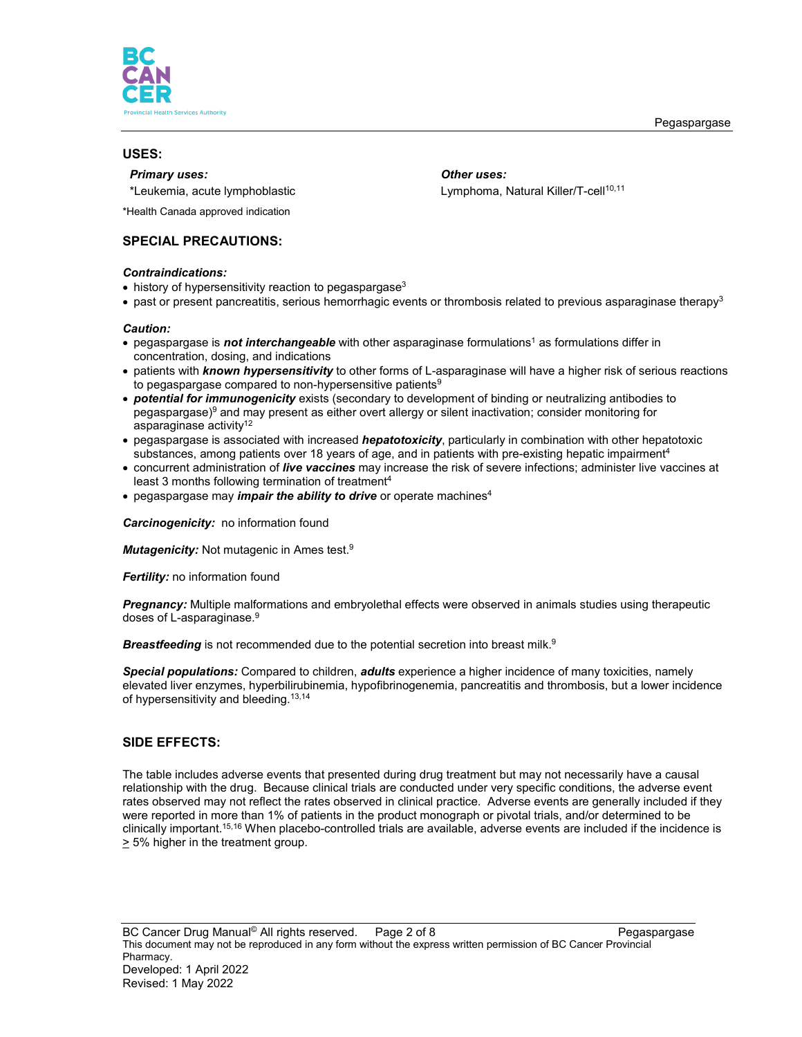## USES:

***Primary uses:***

*Leukemia, acute lymphoblastic

***Other uses:***

Lymphoma, Natural Killer/T-cell[10,11]

*Health Canada approved indication

## SPECIAL PRECAUTIONS:

***Contraindications:***

- history of hypersensitivity reaction to pegaspargase[3]
- past or present pancreatitis, serious hemorrhagic events or thrombosis related to previous asparaginase therapy[3]

***Caution:***

- pegaspargase is ***not interchangeable*** with other asparaginase formulations[1] as formulations differ in concentration, dosing, and indications
- patients with ***known hypersensitivity*** to other forms of L-asparaginase will have a higher risk of serious reactions to pegaspargase compared to non-hypersensitive patients[9]
- ***potential for immunogenicity*** exists (secondary to development of binding or neutralizing antibodies to pegaspargase)[9] and may present as either overt allergy or silent inactivation; consider monitoring for asparaginase activity[12]
- pegaspargase is associated with increased ***hepatotoxicity***, particularly in combination with other hepatotoxic substances, among patients over 18 years of age, and in patients with pre-existing hepatic impairment[4]
- concurrent administration of ***live vaccines*** may increase the risk of severe infections; administer live vaccines at least 3 months following termination of treatment[4]
- pegaspargase may ***impair the ability to drive*** or operate machines[4]

***Carcinogenicity:*** no information found

***Mutagenicity:*** Not mutagenic in Ames test.[9]

***Fertility:*** no information found

***Pregnancy:*** Multiple malformations and embryolethal effects were observed in animals studies using therapeutic doses of L-asparaginase.[9]

***Breastfeeding*** is not recommended due to the potential secretion into breast milk.[9]

***Special populations:*** Compared to children, ***adults*** experience a higher incidence of many toxicities, namely elevated liver enzymes, hyperbilirubinemia, hypofibrinogenemia, pancreatitis and thrombosis, but a lower incidence of hypersensitivity and bleeding.[13,14]

## SIDE EFFECTS:

The table includes adverse events that presented during drug treatment but may not necessarily have a causal relationship with the drug. Because clinical trials are conducted under very specific conditions, the adverse event rates observed may not reflect the rates observed in clinical practice. Adverse events are generally included if they were reported in more than 1% of patients in the product monograph or pivotal trials, and/or determined to be clinically important.[15,16] When placebo-controlled trials are available, adverse events are included if the incidence is $\geq$ 5% higher in the treatment group.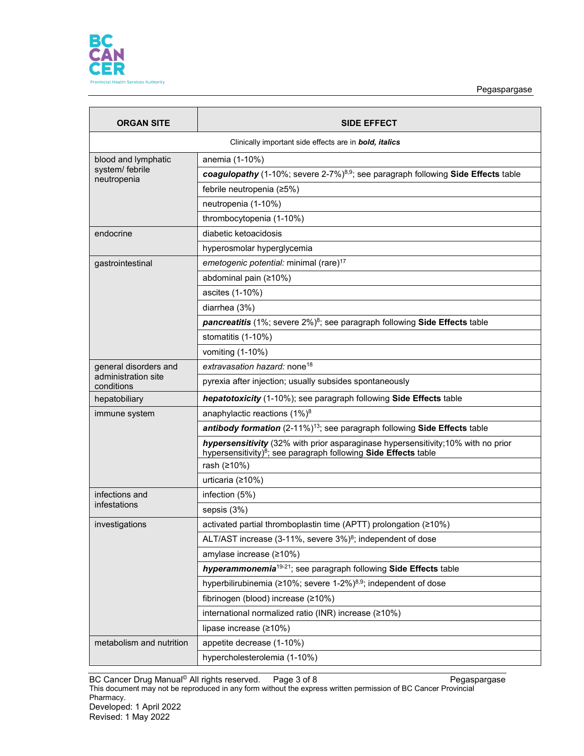| ORGAN SITE | SIDE EFFECT |
|---|---|
| Clinically important side effects are in ***bold, italics*** | |
| blood and lymphatic system/ febrile neutropenia | anemia (1-10%) |
| | ***coagulopathy*** (1-10%; severe 2-7%)[8,9]; see paragraph following **Side Effects** table |
| | febrile neutropenia (≥5%) |
| | neutropenia (1-10%) |
| | thrombocytopenia (1-10%) |
| endocrine | diabetic ketoacidosis |
| | hyperosmolar hyperglycemia |
| gastrointestinal | *emetogenic potential:* minimal (rare)[17] |
| | abdominal pain (≥10%) |
| | ascites (1-10%) |
| | diarrhea (3%) |
| | ***pancreatitis*** (1%; severe 2%)[8]; see paragraph following **Side Effects** table |
| | stomatitis (1-10%) |
| | vomiting (1-10%) |
| general disorders and administration site conditions | *extravasation hazard:* none[18] |
| | pyrexia after injection; usually subsides spontaneously |
| hepatobiliary | ***hepatotoxicity*** (1-10%); see paragraph following **Side Effects** table |
| immune system | anaphylactic reactions (1%)[8] |
| | ***antibody formation*** (2-11%)[13]; see paragraph following **Side Effects** table |
| | ***hypersensitivity*** (32% with prior asparaginase hypersensitivity;10% with no prior hypersensitivity)[8]; see paragraph following **Side Effects** table |
| | rash (≥10%) |
| | urticaria (≥10%) |
| infections and infestations | infection (5%) |
| | sepsis (3%) |
| investigations | activated partial thromboplastin time (APTT) prolongation (≥10%) |
| | ALT/AST increase (3-11%, severe 3%)[8]; independent of dose |
| | amylase increase (≥10%) |
| | ***hyperammonemia***[19-21]; see paragraph following **Side Effects** table |
| | hyperbilirubinemia (≥10%; severe 1-2%)[8,9]; independent of dose |
| | fibrinogen (blood) increase (≥10%) |
| | international normalized ratio (INR) increase (≥10%) |
| | lipase increase (≥10%) |
| metabolism and nutrition | appetite decrease (1-10%) |
| | hypercholesterolemia (1-10%) |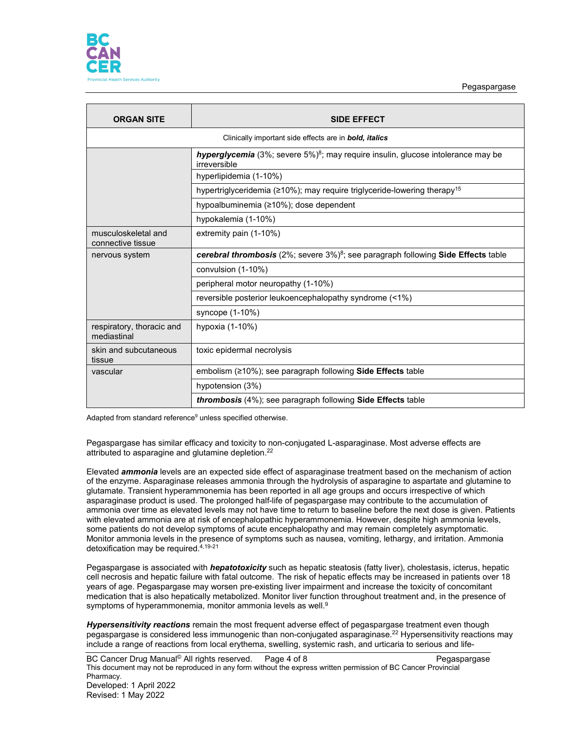| ORGAN SITE | SIDE EFFECT |
|---|---|
| Clinically important side effects are in ***bold, italics*** | |
| | ***hyperglycemia*** (3%; severe 5%)[8]; may require insulin, glucose intolerance may be irreversible |
| | hyperlipidemia (1-10%) |
| | hypertriglyceridemia (≥10%); may require triglyceride-lowering therapy[15] |
| | hypoalbuminemia (≥10%); dose dependent |
| | hypokalemia (1-10%) |
| musculoskeletal and connective tissue | extremity pain (1-10%) |
| nervous system | ***cerebral thrombosis*** (2%; severe 3%)[8]; see paragraph following **Side Effects** table |
| | convulsion (1-10%) |
| | peripheral motor neuropathy (1-10%) |
| | reversible posterior leukoencephalopathy syndrome (<1%) |
| | syncope (1-10%) |
| respiratory, thoracic and mediastinal | hypoxia (1-10%) |
| skin and subcutaneous tissue | toxic epidermal necrolysis |
| vascular | embolism (≥10%); see paragraph following **Side Effects** table |
| | hypotension (3%) |
| | ***thrombosis*** (4%); see paragraph following **Side Effects** table |

Adapted from standard reference[9] unless specified otherwise.

Pegaspargase has similar efficacy and toxicity to non-conjugated L-asparaginase. Most adverse effects are attributed to asparagine and glutamine depletion.[22]

Elevated ***ammonia*** levels are an expected side effect of asparaginase treatment based on the mechanism of action of the enzyme. Asparaginase releases ammonia through the hydrolysis of asparagine and glutamine to aspartate and glutamate. Transient hyperammonemia has been reported in all age groups and occurs irrespective of which asparaginase product is used. The prolonged half-life of pegaspargase may contribute to the accumulation of ammonia over time as elevated levels may not have time to return to baseline before the next dose is given. Patients with elevated ammonia are at risk of encephalopathic hyperammonemia. However, despite high ammonia levels, some patients do not develop symptoms of acute encephalopathy and may remain completely asymptomatic. Monitor ammonia levels in the presence of symptoms such as nausea, vomiting, lethargy, and irritation. Ammonia detoxification may be required.[4,19-21]

Pegaspargase is associated with ***hepatotoxicity*** such as hepatic steatosis (fatty liver), cholestasis, icterus, hepatic cell necrosis and hepatic failure with fatal outcome. The risk of hepatic effects may be increased in patients over 18 years of age. Pegaspargase may worsen pre-existing liver impairment and increase the toxicity of concomitant medication that is also hepatically metabolized. Monitor liver function throughout treatment and, in the presence of symptoms of hyperammonemia, monitor ammonia levels as well.[9]

***Hypersensitivity reactions*** remain the most frequent adverse effect of pegaspargase treatment even though pegaspargase is considered less immunogenic than non-conjugated asparaginase.[22] Hypersensitivity reactions may include a range of reactions from local erythema, swelling, systemic rash, and urticaria to serious and life-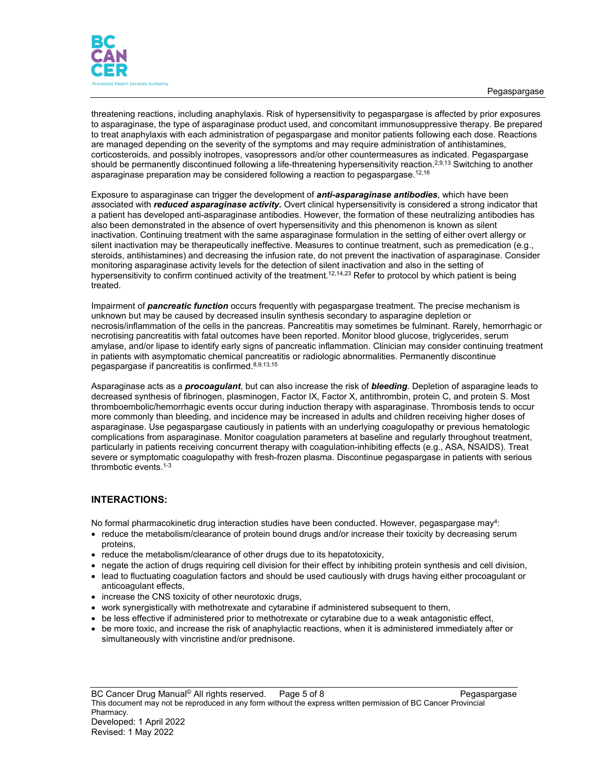threatening reactions, including anaphylaxis. Risk of hypersensitivity to pegaspargase is affected by prior exposures to asparaginase, the type of asparaginase product used, and concomitant immunosuppressive therapy. Be prepared to treat anaphylaxis with each administration of pegaspargase and monitor patients following each dose. Reactions are managed depending on the severity of the symptoms and may require administration of antihistamines, corticosteroids, and possibly inotropes, vasopressors and/or other countermeasures as indicated. Pegaspargase should be permanently discontinued following a life-threatening hypersensitivity reaction.[2,9,13] Switching to another asparaginase preparation may be considered following a reaction to pegaspargase.[12,16]

Exposure to asparaginase can trigger the development of ***anti-asparaginase antibodies***, which have been associated with ***reduced asparaginase activity***. Overt clinical hypersensitivity is considered a strong indicator that a patient has developed anti-asparaginase antibodies. However, the formation of these neutralizing antibodies has also been demonstrated in the absence of overt hypersensitivity and this phenomenon is known as silent inactivation. Continuing treatment with the same asparaginase formulation in the setting of either overt allergy or silent inactivation may be therapeutically ineffective. Measures to continue treatment, such as premedication (e.g., steroids, antihistamines) and decreasing the infusion rate, do not prevent the inactivation of asparaginase. Consider monitoring asparaginase activity levels for the detection of silent inactivation and also in the setting of hypersensitivity to confirm continued activity of the treatment.[12,14,23] Refer to protocol by which patient is being treated.

Impairment of ***pancreatic function*** occurs frequently with pegaspargase treatment. The precise mechanism is unknown but may be caused by decreased insulin synthesis secondary to asparagine depletion or necrosis/inflammation of the cells in the pancreas. Pancreatitis may sometimes be fulminant. Rarely, hemorrhagic or necrotising pancreatitis with fatal outcomes have been reported. Monitor blood glucose, triglycerides, serum amylase, and/or lipase to identify early signs of pancreatic inflammation. Clinician may consider continuing treatment in patients with asymptomatic chemical pancreatitis or radiologic abnormalities. Permanently discontinue pegaspargase if pancreatitis is confirmed.[8,9,13,15]

Asparaginase acts as a ***procoagulant***, but can also increase the risk of ***bleeding***. Depletion of asparagine leads to decreased synthesis of fibrinogen, plasminogen, Factor IX, Factor X, antithrombin, protein C, and protein S. Most thromboembolic/hemorrhagic events occur during induction therapy with asparaginase. Thrombosis tends to occur more commonly than bleeding, and incidence may be increased in adults and children receiving higher doses of asparaginase. Use pegaspargase cautiously in patients with an underlying coagulopathy or previous hematologic complications from asparaginase. Monitor coagulation parameters at baseline and regularly throughout treatment, particularly in patients receiving concurrent therapy with coagulation-inhibiting effects (e.g., ASA, NSAIDS). Treat severe or symptomatic coagulopathy with fresh-frozen plasma. Discontinue pegaspargase in patients with serious thrombotic events.[1-3]

## INTERACTIONS:

No formal pharmacokinetic drug interaction studies have been conducted. However, pegaspargase may[4]:

- reduce the metabolism/clearance of protein bound drugs and/or increase their toxicity by decreasing serum proteins,
- reduce the metabolism/clearance of other drugs due to its hepatotoxicity,
- negate the action of drugs requiring cell division for their effect by inhibiting protein synthesis and cell division,
- lead to fluctuating coagulation factors and should be used cautiously with drugs having either procoagulant or anticoagulant effects,
- increase the CNS toxicity of other neurotoxic drugs,
- work synergistically with methotrexate and cytarabine if administered subsequent to them,
- be less effective if administered prior to methotrexate or cytarabine due to a weak antagonistic effect,
- be more toxic, and increase the risk of anaphylactic reactions, when it is administered immediately after or simultaneously with vincristine and/or prednisone.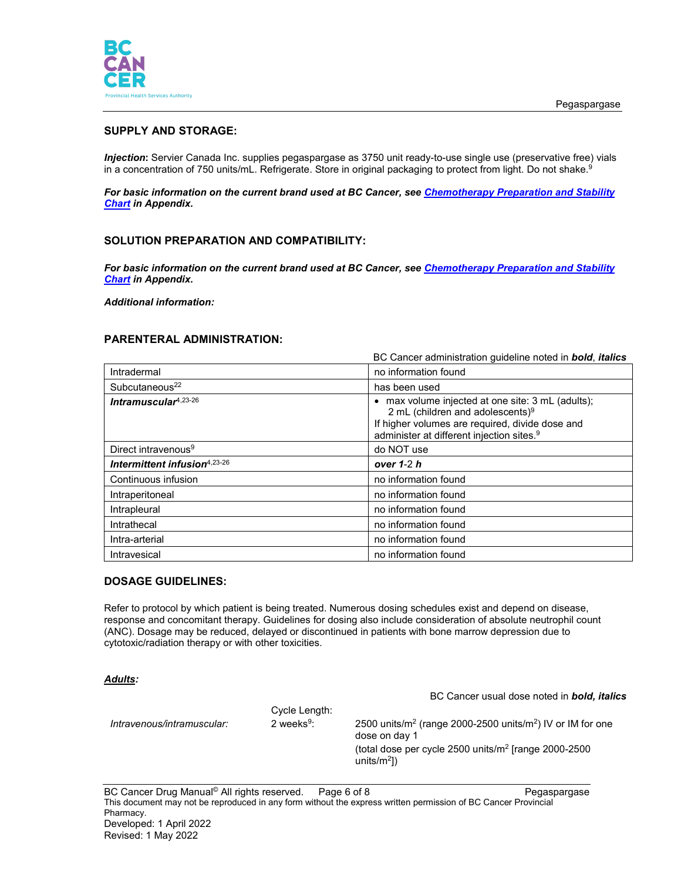## SUPPLY AND STORAGE:

***Injection*:** Servier Canada Inc. supplies pegaspargase as 3750 unit ready-to-use single use (preservative free) vials in a concentration of 750 units/mL. Refrigerate. Store in original packaging to protect from light. Do not shake.[9]

***For basic information on the current brand used at BC Cancer, see Chemotherapy Preparation and Stability Chart in Appendix.***

## SOLUTION PREPARATION AND COMPATIBILITY:

***For basic information on the current brand used at BC Cancer, see Chemotherapy Preparation and Stability Chart in Appendix.***

***Additional information:***

## PARENTERAL ADMINISTRATION:

BC Cancer administration guideline noted in ***bold, italics***

| | |
|---|---|
| Intradermal | no information found |
| Subcutaneous[22] | has been used |
| ***Intramuscular***[4,23-26] | • max volume injected at one site: 3 mL (adults); 2 mL (children and adolescents)[9]<br>If higher volumes are required, divide dose and administer at different injection sites.[9] |
| Direct intravenous[9] | do NOT use |
| ***Intermittent infusion***[4,23-26] | ***over 1**-2 **h*** |
| Continuous infusion | no information found |
| Intraperitoneal | no information found |
| Intrapleural | no information found |
| Intrathecal | no information found |
| Intra-arterial | no information found |
| Intravesical | no information found |

## DOSAGE GUIDELINES:

Refer to protocol by which patient is being treated. Numerous dosing schedules exist and depend on disease, response and concomitant therapy. Guidelines for dosing also include consideration of absolute neutrophil count (ANC). Dosage may be reduced, delayed or discontinued in patients with bone marrow depression due to cytotoxic/radiation therapy or with other toxicities.

***Adults:***

BC Cancer usual dose noted in ***bold, italics***

| | Cycle Length: | |
|---|---|---|
| *Intravenous/intramuscular:* | 2 weeks[9]: | 2500 units/m$^2$ (range 2000-2500 units/m$^2$) IV or IM for one dose on day 1<br>(total dose per cycle 2500 units/m$^2$ [range 2000-2500 units/m$^2$]) |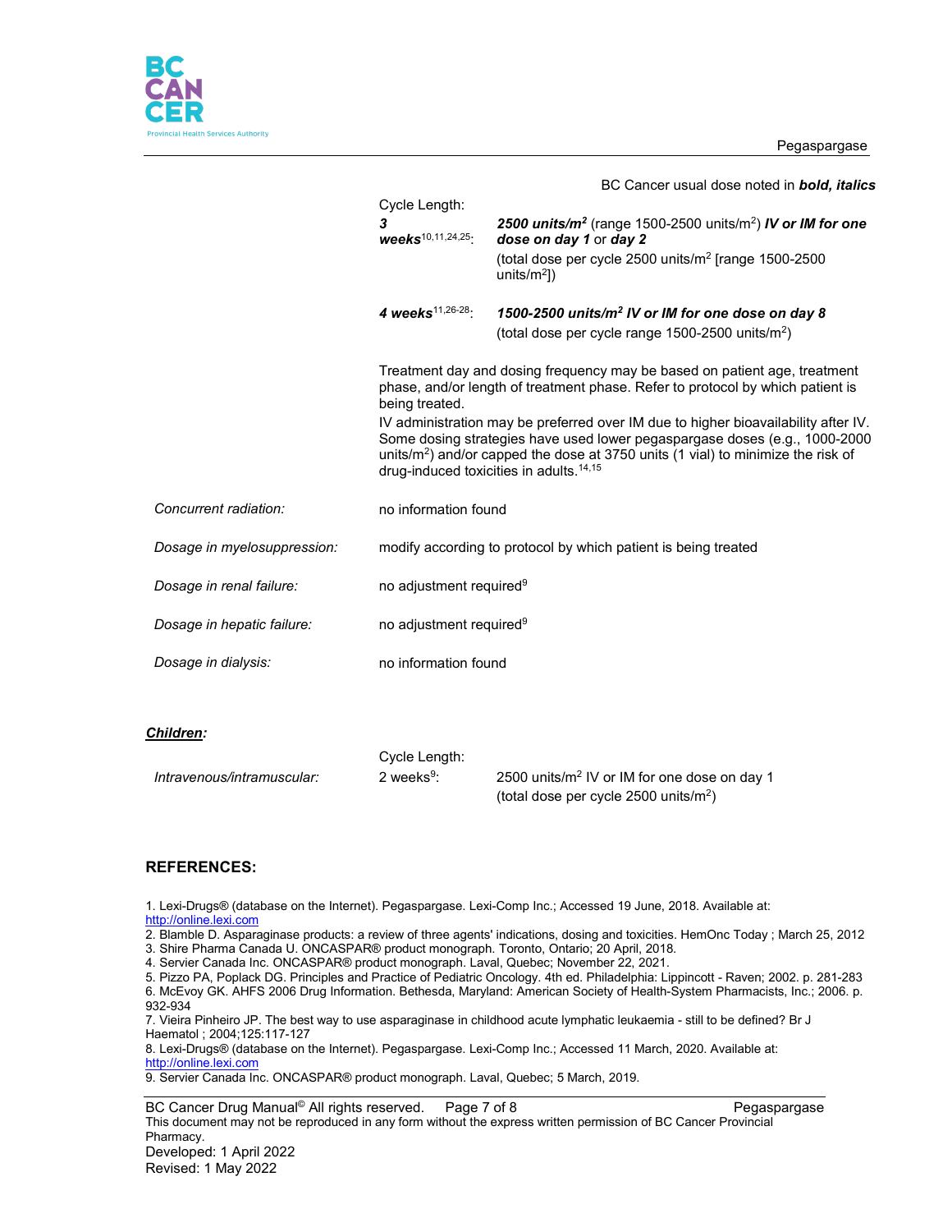BC Cancer usual dose noted in ***bold, italics***

| | Cycle Length: | |
|---|---|---|
| | ***3 weeks***[10,11,24,25]: | ***2500 units/m²*** (range 1500-2500 units/m²) ***IV or IM for one dose on day 1*** or ***day 2*** (total dose per cycle 2500 units/m² [range 1500-2500 units/m²]) |
| | ***4 weeks***[11,26-28]: | ***1500-2500 units/m² IV or IM for one dose on day 8*** (total dose per cycle range 1500-2500 units/m²) |

Treatment day and dosing frequency may be based on patient age, treatment phase, and/or length of treatment phase. Refer to protocol by which patient is being treated.

IV administration may be preferred over IM due to higher bioavailability after IV. Some dosing strategies have used lower pegaspargase doses (e.g., 1000-2000 units/m²) and/or capped the dose at 3750 units (1 vial) to minimize the risk of drug-induced toxicities in adults.[14,15]

| | |
|---|---|
| *Concurrent radiation:* | no information found |
| *Dosage in myelosuppression:* | modify according to protocol by which patient is being treated |
| *Dosage in renal failure:* | no adjustment required[9] |
| *Dosage in hepatic failure:* | no adjustment required[9] |
| *Dosage in dialysis:* | no information found |

***Children:***

| | Cycle Length: | |
|---|---|---|
| *Intravenous/intramuscular:* | 2 weeks[9]: | 2500 units/m² IV or IM for one dose on day 1 (total dose per cycle 2500 units/m²) |

## REFERENCES:

1. Lexi-Drugs® (database on the Internet). Pegaspargase. Lexi-Comp Inc.; Accessed 19 June, 2018. Available at: http://online.lexi.com
2. Blamble D. Asparaginase products: a review of three agents' indications, dosing and toxicities. HemOnc Today ; March 25, 2012
3. Shire Pharma Canada U. ONCASPAR® product monograph. Toronto, Ontario; 20 April, 2018.
4. Servier Canada Inc. ONCASPAR® product monograph. Laval, Quebec; November 22, 2021.
5. Pizzo PA, Poplack DG. Principles and Practice of Pediatric Oncology. 4th ed. Philadelphia: Lippincott - Raven; 2002. p. 281-283
6. McEvoy GK. AHFS 2006 Drug Information. Bethesda, Maryland: American Society of Health-System Pharmacists, Inc.; 2006. p. 932-934
7. Vieira Pinheiro JP. The best way to use asparaginase in childhood acute lymphatic leukaemia - still to be defined? Br J Haematol ; 2004;125:117-127
8. Lexi-Drugs® (database on the Internet). Pegaspargase. Lexi-Comp Inc.; Accessed 11 March, 2020. Available at: http://online.lexi.com
9. Servier Canada Inc. ONCASPAR® product monograph. Laval, Quebec; 5 March, 2019.

BC Cancer Drug Manual© All rights reserved.
This document may not be reproduced in any form without the express written permission of BC Cancer Provincial Pharmacy.
Developed: 1 April 2022
Revised: 1 May 2022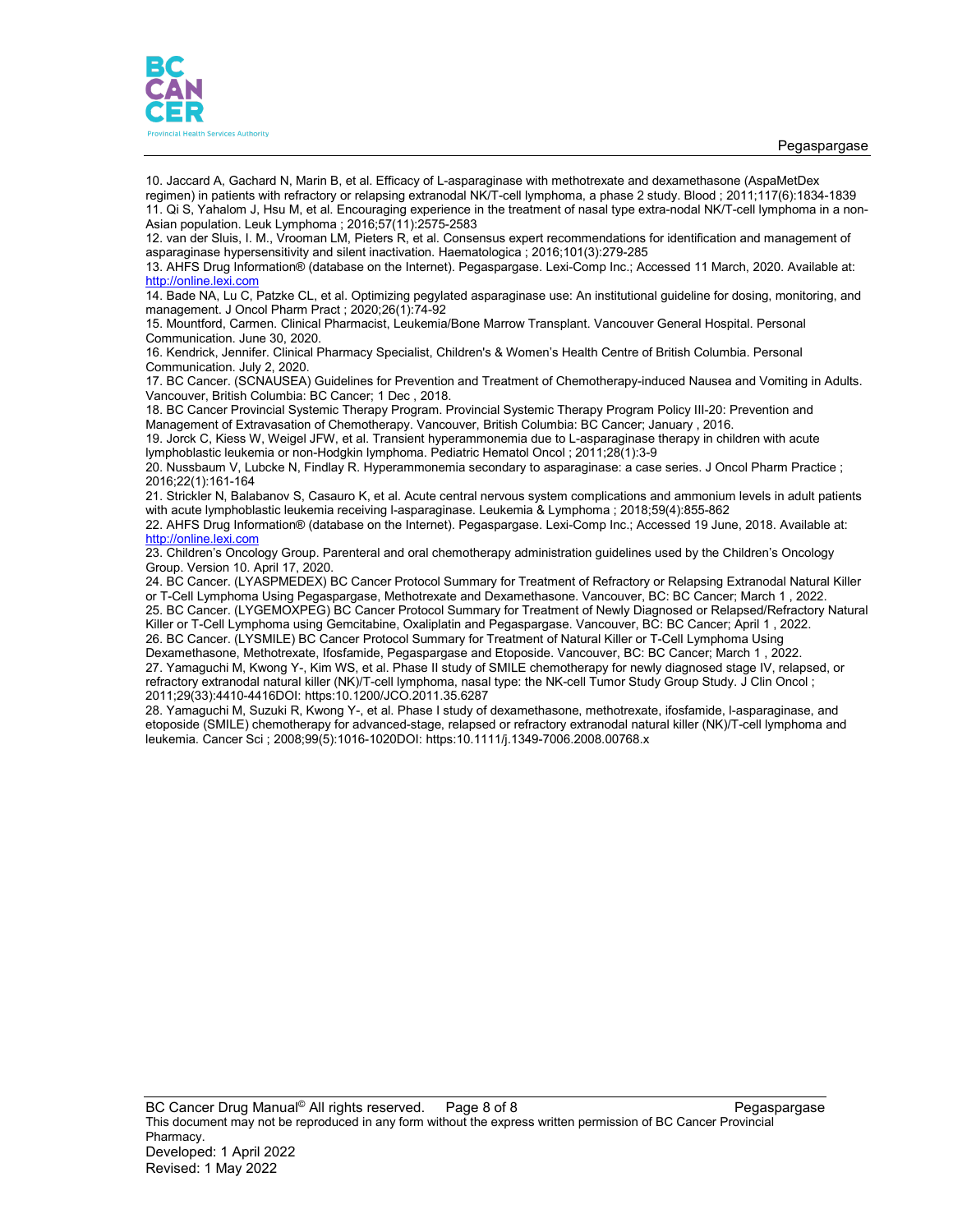10. Jaccard A, Gachard N, Marin B, et al. Efficacy of L-asparaginase with methotrexate and dexamethasone (AspaMetDex regimen) in patients with refractory or relapsing extranodal NK/T-cell lymphoma, a phase 2 study. Blood ; 2011;117(6):1834-1839

11. Qi S, Yahalom J, Hsu M, et al. Encouraging experience in the treatment of nasal type extra-nodal NK/T-cell lymphoma in a non-Asian population. Leuk Lymphoma ; 2016;57(11):2575-2583

12. van der Sluis, I. M., Vrooman LM, Pieters R, et al. Consensus expert recommendations for identification and management of asparaginase hypersensitivity and silent inactivation. Haematologica ; 2016;101(3):279-285

13. AHFS Drug Information® (database on the Internet). Pegaspargase. Lexi-Comp Inc.; Accessed 11 March, 2020. Available at: http://online.lexi.com

14. Bade NA, Lu C, Patzke CL, et al. Optimizing pegylated asparaginase use: An institutional guideline for dosing, monitoring, and management. J Oncol Pharm Pract ; 2020;26(1):74-92

15. Mountford, Carmen. Clinical Pharmacist, Leukemia/Bone Marrow Transplant. Vancouver General Hospital. Personal Communication. June 30, 2020.

16. Kendrick, Jennifer. Clinical Pharmacy Specialist, Children's & Women's Health Centre of British Columbia. Personal Communication. July 2, 2020.

17. BC Cancer. (SCNAUSEA) Guidelines for Prevention and Treatment of Chemotherapy-induced Nausea and Vomiting in Adults. Vancouver, British Columbia: BC Cancer; 1 Dec , 2018.

18. BC Cancer Provincial Systemic Therapy Program. Provincial Systemic Therapy Program Policy III-20: Prevention and Management of Extravasation of Chemotherapy. Vancouver, British Columbia: BC Cancer; January , 2016.

19. Jorck C, Kiess W, Weigel JFW, et al. Transient hyperammonemia due to L-asparaginase therapy in children with acute lymphoblastic leukemia or non-Hodgkin lymphoma. Pediatric Hematol Oncol ; 2011;28(1):3-9

20. Nussbaum V, Lubcke N, Findlay R. Hyperammonemia secondary to asparaginase: a case series. J Oncol Pharm Practice ; 2016;22(1):161-164

21. Strickler N, Balabanov S, Casauro K, et al. Acute central nervous system complications and ammonium levels in adult patients with acute lymphoblastic leukemia receiving l-asparaginase. Leukemia & Lymphoma ; 2018;59(4):855-862

22. AHFS Drug Information® (database on the Internet). Pegaspargase. Lexi-Comp Inc.; Accessed 19 June, 2018. Available at: http://online.lexi.com

23. Children's Oncology Group. Parenteral and oral chemotherapy administration guidelines used by the Children's Oncology Group. Version 10. April 17, 2020.

24. BC Cancer. (LYASPMEDEX) BC Cancer Protocol Summary for Treatment of Refractory or Relapsing Extranodal Natural Killer or T-Cell Lymphoma Using Pegaspargase, Methotrexate and Dexamethasone. Vancouver, BC: BC Cancer; March 1 , 2022.

25. BC Cancer. (LYGEMOXPEG) BC Cancer Protocol Summary for Treatment of Newly Diagnosed or Relapsed/Refractory Natural Killer or T-Cell Lymphoma using Gemcitabine, Oxaliplatin and Pegaspargase. Vancouver, BC: BC Cancer; April 1 , 2022.

26. BC Cancer. (LYSMILE) BC Cancer Protocol Summary for Treatment of Natural Killer or T-Cell Lymphoma Using Dexamethasone, Methotrexate, Ifosfamide, Pegaspargase and Etoposide. Vancouver, BC: BC Cancer; March 1 , 2022.

27. Yamaguchi M, Kwong Y-, Kim WS, et al. Phase II study of SMILE chemotherapy for newly diagnosed stage IV, relapsed, or refractory extranodal natural killer (NK)/T-cell lymphoma, nasal type: the NK-cell Tumor Study Group Study. J Clin Oncol ; 2011;29(33):4410-4416DOI: https:10.1200/JCO.2011.35.6287

28. Yamaguchi M, Suzuki R, Kwong Y-, et al. Phase I study of dexamethasone, methotrexate, ifosfamide, l-asparaginase, and etoposide (SMILE) chemotherapy for advanced-stage, relapsed or refractory extranodal natural killer (NK)/T-cell lymphoma and leukemia. Cancer Sci ; 2008;99(5):1016-1020DOI: https:10.1111/j.1349-7006.2008.00768.x